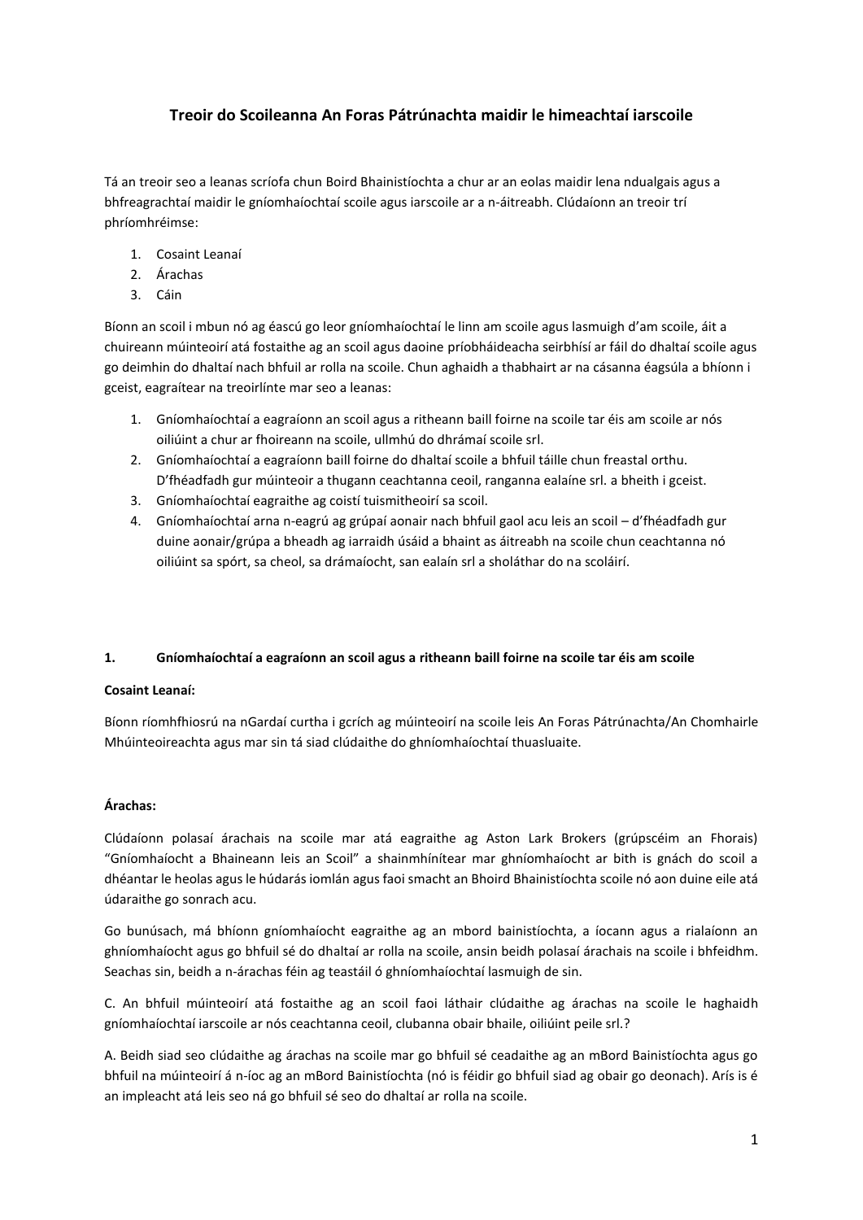# Treoir do Scoileanna An Foras Pátrúnachta maidir le himeachtaí iarscoile

Tá an treoir seo a leanas scríofa chun Boird Bhainistíochta a chur ar an eolas maidir lena ndualgais agus a bhfreagrachtaí maidir le gníomhaíochtaí scoile agus iarscoile ar a n-áitreabh. Clúdaíonn an treoir trí phríomhréimse:

1. Cosaint Leanaí
2. Árachas
3. Cáin

Bíonn an scoil i mbun nó ag éascú go leor gníomhaíochtaí le linn am scoile agus lasmuigh d'am scoile, áit a chuireann múinteoirí atá fostaithe ag an scoil agus daoine príobháideacha seirbhísí ar fáil do dhaltaí scoile agus go deimhin do dhaltaí nach bhfuil ar rolla na scoile. Chun aghaidh a thabhairt ar na cásanna éagsúla a bhíonn i gceist, eagraítear na treoirlínte mar seo a leanas:

1. Gníomhaíochtaí a eagraíonn an scoil agus a ritheann baill foirne na scoile tar éis am scoile ar nós oiliúint a chur ar fhoireann na scoile, ullmhú do dhrámaí scoile srl.
2. Gníomhaíochtaí a eagraíonn baill foirne do dhaltaí scoile a bhfuil táille chun freastal orthu. D'fhéadfadh gur múinteoir a thugann ceachtanna ceoil, ranganna ealaíne srl. a bheith i gceist.
3. Gníomhaíochtaí eagraithe ag coistí tuismitheoirí sa scoil.
4. Gníomhaíochtaí arna n-eagrú ag grúpaí aonair nach bhfuil gaol acu leis an scoil – d'fhéadfadh gur duine aonair/grúpa a bheadh ag iarraidh úsáid a bhaint as áitreabh na scoile chun ceachtanna nó oiliúint sa spórt, sa cheol, sa drámaíocht, san ealaín srl a sholáthar do na scoláirí.

## 1. Gníomhaíochtaí a eagraíonn an scoil agus a ritheann baill foirne na scoile tar éis am scoile

**Cosaint Leanaí:**

Bíonn ríomhfhiosrú na nGardaí curtha i gcrích ag múinteoirí na scoile leis An Foras Pátrúnachta/An Chomhairle Mhúinteoireachta agus mar sin tá siad clúdaithe do ghníomhaíochtaí thuasluaite.

**Árachas:**

Clúdaíonn polasaí árachais na scoile mar atá eagraithe ag Aston Lark Brokers (grúpscéim an Fhorais) "Gníomhaíocht a Bhaineann leis an Scoil" a shainmhínítear mar ghníomhaíocht ar bith is gnách do scoil a dhéantar le heolas agus le húdarás iomlán agus faoi smacht an Bhoird Bhainistíochta scoile nó aon duine eile atá údaraithe go sonrach acu.

Go bunúsach, má bhíonn gníomhaíocht eagraithe ag an mbord bainistíochta, a íocann agus a rialaíonn an ghníomhaíocht agus go bhfuil sé do dhaltaí ar rolla na scoile, ansin beidh polasaí árachais na scoile i bhfeidhm. Seachas sin, beidh a n-árachas féin ag teastáil ó ghníomhaíochtaí lasmuigh de sin.

C. An bhfuil múinteoirí atá fostaithe ag an scoil faoi láthair clúdaithe ag árachas na scoile le haghaidh gníomhaíochtaí iarscoile ar nós ceachtanna ceoil, clubanna obair bhaile, oiliúint peile srl.?

A. Beidh siad seo clúdaithe ag árachas na scoile mar go bhfuil sé ceadaithe ag an mBord Bainistíochta agus go bhfuil na múinteoirí á n-íoc ag an mBord Bainistíochta (nó is féidir go bhfuil siad ag obair go deonach). Arís is é an impleacht atá leis seo ná go bhfuil sé seo do dhaltaí ar rolla na scoile.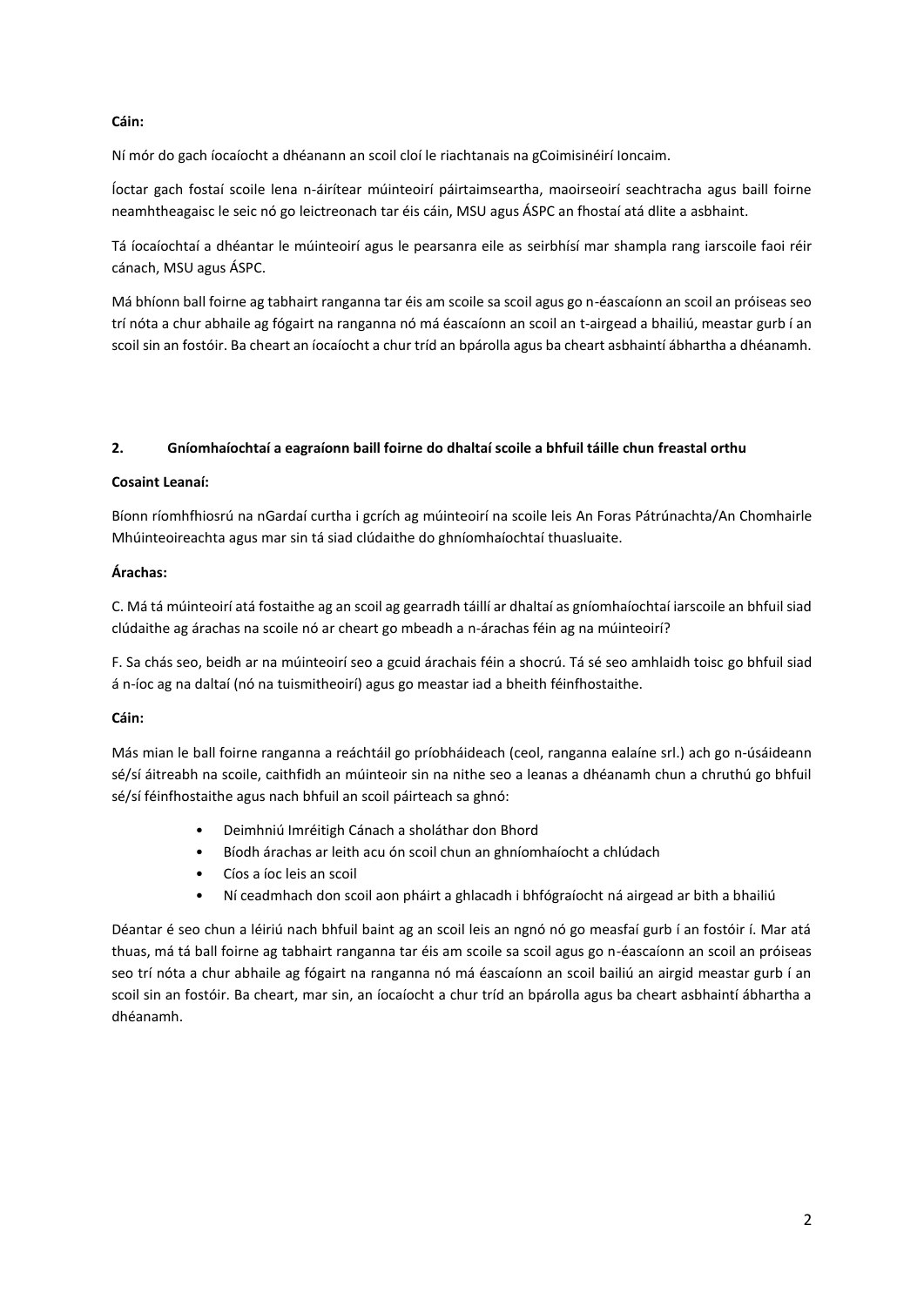**Cáin:**

Ní mór do gach íocaíocht a dhéanann an scoil cloí le riachtanais na gCoimisinéirí Ioncaim.

Íoctar gach fostaí scoile lena n-áirítear múinteoirí páirtaimseartha, maoirseoirí seachtracha agus baill foirne neamhtheagaisc le seic nó go leictreonach tar éis cáin, MSU agus ÁSPC an fhostaí atá dlite a asbhaint.

Tá íocaíochtaí a dhéantar le múinteoirí agus le pearsanra eile as seirbhísí mar shampla rang iarscoile faoi réir cánach, MSU agus ÁSPC.

Má bhíonn ball foirne ag tabhairt ranganna tar éis am scoile sa scoil agus go n-éascaíonn an scoil an próiseas seo trí nóta a chur abhaile ag fógairt na ranganna nó má éascaíonn an scoil an t-airgead a bhailiú, meastar gurb í an scoil sin an fostóir. Ba cheart an íocaíocht a chur tríd an bpárolla agus ba cheart asbhaintí ábhartha a dhéanamh.

## 2. Gníomhaíochtaí a eagraíonn baill foirne do dhaltaí scoile a bhfuil táille chun freastal orthu

**Cosaint Leanaí:**

Bíonn ríomhfhiosrú na nGardaí curtha i gcrích ag múinteoirí na scoile leis An Foras Pátrúnachta/An Chomhairle Mhúinteoireachta agus mar sin tá siad clúdaithe do ghníomhaíochtaí thuasluaite.

**Árachas:**

C. Má tá múinteoirí atá fostaithe ag an scoil ag gearradh táillí ar dhaltaí as gníomhaíochtaí iarscoile an bhfuil siad clúdaithe ag árachas na scoile nó ar cheart go mbeadh a n-árachas féin ag na múinteoirí?

F. Sa chás seo, beidh ar na múinteoirí seo a gcuid árachais féin a shocrú. Tá sé seo amhlaidh toisc go bhfuil siad á n-íoc ag na daltaí (nó na tuismitheoirí) agus go meastar iad a bheith féinfhostaithe.

**Cáin:**

Más mian le ball foirne ranganna a reáchtáil go príobháideach (ceol, ranganna ealaíne srl.) ach go n-úsáideann sé/sí áitreabh na scoile, caithfidh an múinteoir sin na nithe seo a leanas a dhéanamh chun a chruthú go bhfuil sé/sí féinfhostaithe agus nach bhfuil an scoil páirteach sa ghnó:

- Deimhniú Imréitigh Cánach a sholáthar don Bhord
- Bíodh árachas ar leith acu ón scoil chun an ghníomhaíocht a chlúdach
- Cíos a íoc leis an scoil
- Ní ceadmhach don scoil aon pháirt a ghlacadh i bhfógraíocht ná airgead ar bith a bhailiú

Déantar é seo chun a léiriú nach bhfuil baint ag an scoil leis an ngnó nó go measfaí gurb í an fostóir í. Mar atá thuas, má tá ball foirne ag tabhairt ranganna tar éis am scoile sa scoil agus go n-éascaíonn an scoil an próiseas seo trí nóta a chur abhaile ag fógairt na ranganna nó má éascaíonn an scoil bailiú an airgid meastar gurb í an scoil sin an fostóir. Ba cheart, mar sin, an íocaíocht a chur tríd an bpárolla agus ba cheart asbhaintí ábhartha a dhéanamh.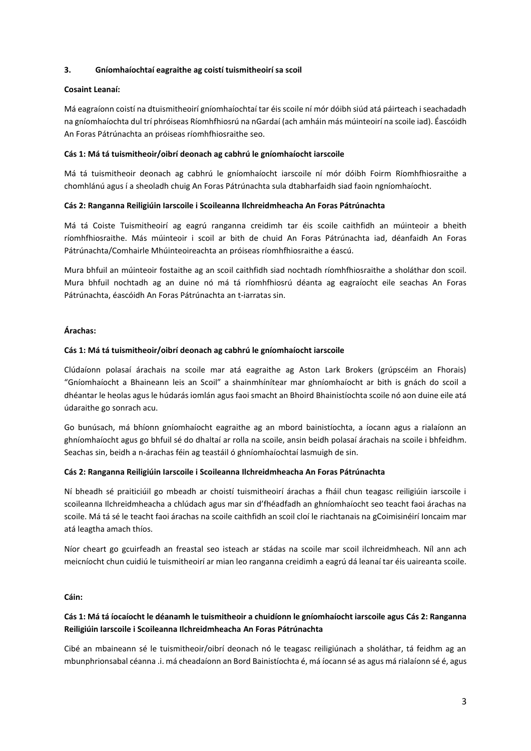**3. Gníomhaíochtaí eagraithe ag coistí tuismitheoirí sa scoil**

**Cosaint Leanaí:**

Má eagraíonn coistí na dtuismitheoirí gníomhaíochtaí tar éis scoile ní mór dóibh siúd atá páirteach i seachadadh na gníomhaíochta dul trí phróiseas Ríomhfhiosrú na nGardaí (ach amháin más múinteoirí na scoile iad). Éascóidh An Foras Pátrúnachta an próiseas ríomhfhiosraithe seo.

**Cás 1: Má tá tuismitheoir/oibrí deonach ag cabhrú le gníomhaíocht iarscoile**

Má tá tuismitheoir deonach ag cabhrú le gníomhaíocht iarscoile ní mór dóibh Foirm Ríomhfhiosraithe a chomhlánú agus í a sheoladh chuig An Foras Pátrúnachta sula dtabharfaidh siad faoin ngníomhaíocht.

**Cás 2: Ranganna Reiligiúin Iarscoile i Scoileanna Ilchreidmheacha An Foras Pátrúnachta**

Má tá Coiste Tuismitheoirí ag eagrú ranganna creidimh tar éis scoile caithfidh an múinteoir a bheith ríomhfhiosraithe. Más múinteoir i scoil ar bith de chuid An Foras Pátrúnachta iad, déanfaidh An Foras Pátrúnachta/Comhairle Mhúinteoireachta an próiseas ríomhfhiosraithe a éascú.

Mura bhfuil an múinteoir fostaithe ag an scoil caithfidh siad nochtadh ríomhfhiosraithe a sholáthar don scoil. Mura bhfuil nochtadh ag an duine nó má tá ríomhfhiosrú déanta ag eagraíocht eile seachas An Foras Pátrúnachta, éascóidh An Foras Pátrúnachta an t-iarratas sin.

**Árachas:**

**Cás 1: Má tá tuismitheoir/oibrí deonach ag cabhrú le gníomhaíocht iarscoile**

Clúdaíonn polasaí árachais na scoile mar atá eagraithe ag Aston Lark Brokers (grúpscéim an Fhorais) "Gníomhaíocht a Bhaineann leis an Scoil" a shainmhínítear mar ghníomhaíocht ar bith is gnách do scoil a dhéantar le heolas agus le húdarás iomlán agus faoi smacht an Bhoird Bhainistíochta scoile nó aon duine eile atá údaraithe go sonrach acu.

Go bunúsach, má bhíonn gníomhaíocht eagraithe ag an mbord bainistíochta, a íocann agus a rialaíonn an ghníomhaíocht agus go bhfuil sé do dhaltaí ar rolla na scoile, ansin beidh polasaí árachais na scoile i bhfeidhm. Seachas sin, beidh a n-árachas féin ag teastáil ó ghníomhaíochtaí lasmuigh de sin.

**Cás 2: Ranganna Reiligiúin Iarscoile i Scoileanna Ilchreidmheacha An Foras Pátrúnachta**

Ní bheadh sé praiticiúil go mbeadh ar choistí tuismitheoirí árachas a fháil chun teagasc reiligiúin iarscoile i scoileanna Ilchreidmheacha a chlúdach agus mar sin d'fhéadfadh an ghníomhaíocht seo teacht faoi árachas na scoile. Má tá sé le teacht faoi árachas na scoile caithfidh an scoil cloí le riachtanais na gCoimisinéirí Ioncaim mar atá leagtha amach thíos.

Níor cheart go gcuirfeadh an freastal seo isteach ar stádas na scoile mar scoil ilchreidmheach. Níl ann ach meicníocht chun cuidiú le tuismitheoirí ar mian leo ranganna creidimh a eagrú dá leanaí tar éis uaireanta scoile.

**Cáin:**

**Cás 1: Má tá íocaíocht le déanamh le tuismitheoir a chuidíonn le gníomhaíocht iarscoile agus Cás 2: Ranganna Reiligiúin Iarscoile i Scoileanna Ilchreidmheacha An Foras Pátrúnachta**

Cibé an mbaineann sé le tuismitheoir/oibrí deonach nó le teagasc reiligiúnach a sholáthar, tá feidhm ag an mbunphrionsabal céanna .i. má cheadaíonn an Bord Bainistíochta é, má íocann sé as agus má rialaíonn sé é, agus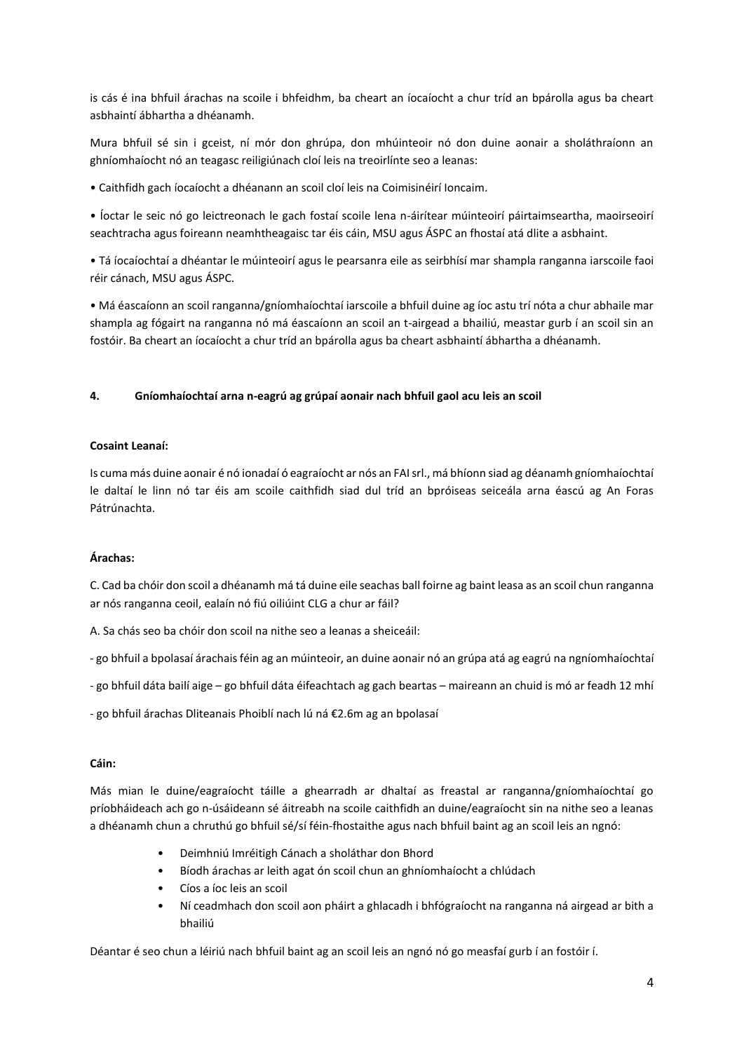is cás é ina bhfuil árachas na scoile i bhfeidhm, ba cheart an íocaíocht a chur tríd an bpárolla agus ba cheart asbhaintí ábhartha a dhéanamh.

Mura bhfuil sé sin i gceist, ní mór don ghrúpa, don mhúinteoir nó don duine aonair a sholáthraíonn an ghníomhaíocht nó an teagasc reiligiúnach cloí leis na treoirlínte seo a leanas:

- Caithfidh gach íocaíocht a dhéanann an scoil cloí leis na Coimisinéirí Ioncaim.
- Íoctar le seic nó go leictreonach le gach fostaí scoile lena n-áirítear múinteoirí páirtaimseartha, maoirseoirí seachtracha agus foireann neamhtheagaisc tar éis cáin, MSU agus ÁSPC an fhostaí atá dlite a asbhaint.
- Tá íocaíochtaí a dhéantar le múinteoirí agus le pearsanra eile as seirbhísí mar shampla ranganna iarscoile faoi réir cánach, MSU agus ÁSPC.
- Má éascaíonn an scoil ranganna/gníomhaíochtaí iarscoile a bhfuil duine ag íoc astu trí nóta a chur abhaile mar shampla ag fógairt na ranganna nó má éascaíonn an scoil an t-airgead a bhailiú, meastar gurb í an scoil sin an fostóir. Ba cheart an íocaíocht a chur tríd an bpárolla agus ba cheart asbhaintí ábhartha a dhéanamh.

## 4. Gníomhaíochtaí arna n-eagrú ag grúpaí aonair nach bhfuil gaol acu leis an scoil

**Cosaint Leanaí:**

Is cuma más duine aonair é nó ionadaí ó eagraíocht ar nós an FAI srl., má bhíonn siad ag déanamh gníomhaíochtaí le daltaí le linn nó tar éis am scoile caithfidh siad dul tríd an bpróiseas seiceála arna éascú ag An Foras Pátrúnachta.

**Árachas:**

C. Cad ba chóir don scoil a dhéanamh má tá duine eile seachas ball foirne ag baint leasa as an scoil chun ranganna ar nós ranganna ceoil, ealaín nó fiú oiliúint CLG a chur ar fáil?

A. Sa chás seo ba chóir don scoil na nithe seo a leanas a sheiceáil:

- go bhfuil a bpolasaí árachais féin ag an múinteoir, an duine aonair nó an grúpa atá ag eagrú na ngníomhaíochtaí
- go bhfuil dáta bailí aige – go bhfuil dáta éifeachtach ag gach beartas – maireann an chuid is mó ar feadh 12 mhí
- go bhfuil árachas Dliteanais Phoiblí nach lú ná €2.6m ag an bpolasaí

**Cáin:**

Más mian le duine/eagraíocht táille a ghearradh ar dhaltaí as freastal ar ranganna/gníomhaíochtaí go príobháideach ach go n-úsáideann sé áitreabh na scoile caithfidh an duine/eagraíocht sin na nithe seo a leanas a dhéanamh chun a chruthú go bhfuil sé/sí féin-fhostaithe agus nach bhfuil baint ag an scoil leis an ngnó:

- Deimhniú Imréitigh Cánach a sholáthar don Bhord
- Bíodh árachas ar leith agat ón scoil chun an ghníomhaíocht a chlúdach
- Cíos a íoc leis an scoil
- Ní ceadmhach don scoil aon pháirt a ghlacadh i bhfógraíocht na ranganna ná airgead ar bith a bhailiú

Déantar é seo chun a léiriú nach bhfuil baint ag an scoil leis an ngnó nó go measfaí gurb í an fostóir í.